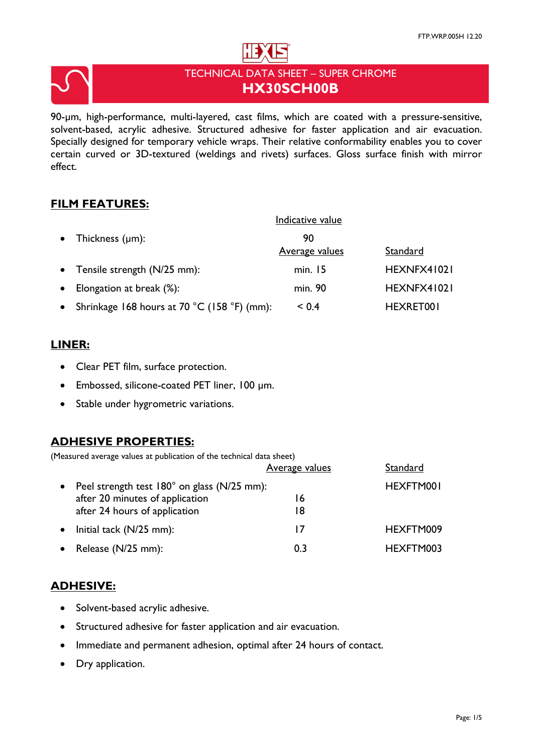# TECHNICAL DATA SHEET – SUPER CHROME

# HX30SCH00B

90-µm, high-performance, multi-layered, cast films, which are coated with a pressure-sensitive, solvent-based, acrylic adhesive. Structured adhesive for faster application and air evacuation. Specially designed for temporary vehicle wraps. Their relative conformability enables you to cover certain curved or 3D-textured (weldings and rivets) surfaces. Gloss surface finish with mirror effect.

## FILM FEATURES:

| | Indicative value | |
|---|---|---|
| • Thickness (µm): | 90 | |
| | Average values | Standard |
| • Tensile strength (N/25 mm): | min. 15 | HEXNFX41021 |
| • Elongation at break (%): | min. 90 | HEXNFX41021 |
| • Shrinkage 168 hours at 70 °C (158 °F) (mm): | < 0.4 | HEXRET001 |

## LINER:

- Clear PET film, surface protection.
- Embossed, silicone-coated PET liner, 100 µm.
- Stable under hygrometric variations.

## ADHESIVE PROPERTIES:

(Measured average values at publication of the technical data sheet)

| | Average values | Standard |
|---|---|---|
| • Peel strength test 180° on glass (N/25 mm): | | HEXFTM001 |
| after 20 minutes of application | 16 | |
| after 24 hours of application | 18 | |
| • Initial tack (N/25 mm): | 17 | HEXFTM009 |
| • Release (N/25 mm): | 0.3 | HEXFTM003 |

## ADHESIVE:

- Solvent-based acrylic adhesive.
- Structured adhesive for faster application and air evacuation.
- Immediate and permanent adhesion, optimal after 24 hours of contact.
- Dry application.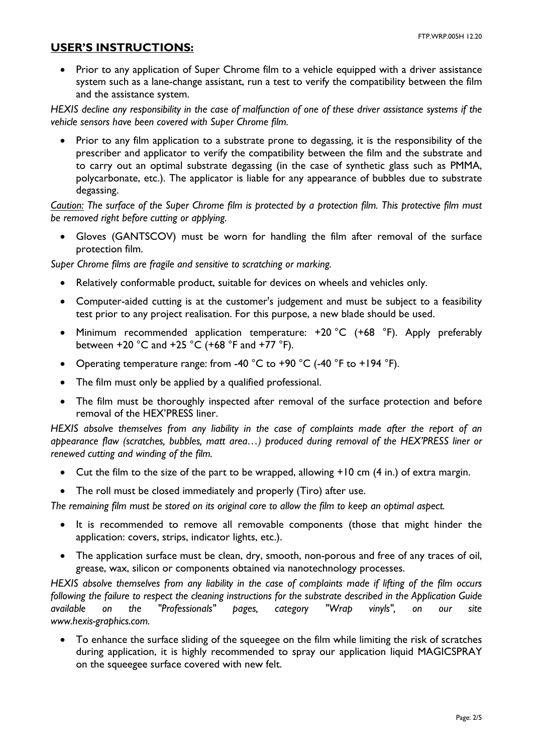## USER'S INSTRUCTIONS:

- Prior to any application of Super Chrome film to a vehicle equipped with a driver assistance system such as a lane-change assistant, run a test to verify the compatibility between the film and the assistance system.

*HEXIS decline any responsibility in the case of malfunction of one of these driver assistance systems if the vehicle sensors have been covered with Super Chrome film.*

- Prior to any film application to a substrate prone to degassing, it is the responsibility of the prescriber and applicator to verify the compatibility between the film and the substrate and to carry out an optimal substrate degassing (in the case of synthetic glass such as PMMA, polycarbonate, etc.). The applicator is liable for any appearance of bubbles due to substrate degassing.

*Caution: The surface of the Super Chrome film is protected by a protection film. This protective film must be removed right before cutting or applying.*

- Gloves (GANTSCOV) must be worn for handling the film after removal of the surface protection film.

*Super Chrome films are fragile and sensitive to scratching or marking.*

- Relatively conformable product, suitable for devices on wheels and vehicles only.
- Computer-aided cutting is at the customer's judgement and must be subject to a feasibility test prior to any project realisation. For this purpose, a new blade should be used.
- Minimum recommended application temperature: +20 °C (+68 °F). Apply preferably between +20 °C and +25 °C (+68 °F and +77 °F).
- Operating temperature range: from -40 °C to +90 °C (-40 °F to +194 °F).
- The film must only be applied by a qualified professional.
- The film must be thoroughly inspected after removal of the surface protection and before removal of the HEX'PRESS liner.

*HEXIS absolve themselves from any liability in the case of complaints made after the report of an appearance flaw (scratches, bubbles, matt area…) produced during removal of the HEX'PRESS liner or renewed cutting and winding of the film.*

- Cut the film to the size of the part to be wrapped, allowing +10 cm (4 in.) of extra margin.
- The roll must be closed immediately and properly (Tiro) after use.

*The remaining film must be stored on its original core to allow the film to keep an optimal aspect.*

- It is recommended to remove all removable components (those that might hinder the application: covers, strips, indicator lights, etc.).
- The application surface must be clean, dry, smooth, non-porous and free of any traces of oil, grease, wax, silicon or components obtained via nanotechnology processes.

*HEXIS absolve themselves from any liability in the case of complaints made if lifting of the film occurs following the failure to respect the cleaning instructions for the substrate described in the Application Guide available on the "Professionals" pages, category "Wrap vinyls", on our site www.hexis-graphics.com.*

- To enhance the surface sliding of the squeegee on the film while limiting the risk of scratches during application, it is highly recommended to spray our application liquid MAGICSPRAY on the squeegee surface covered with new felt.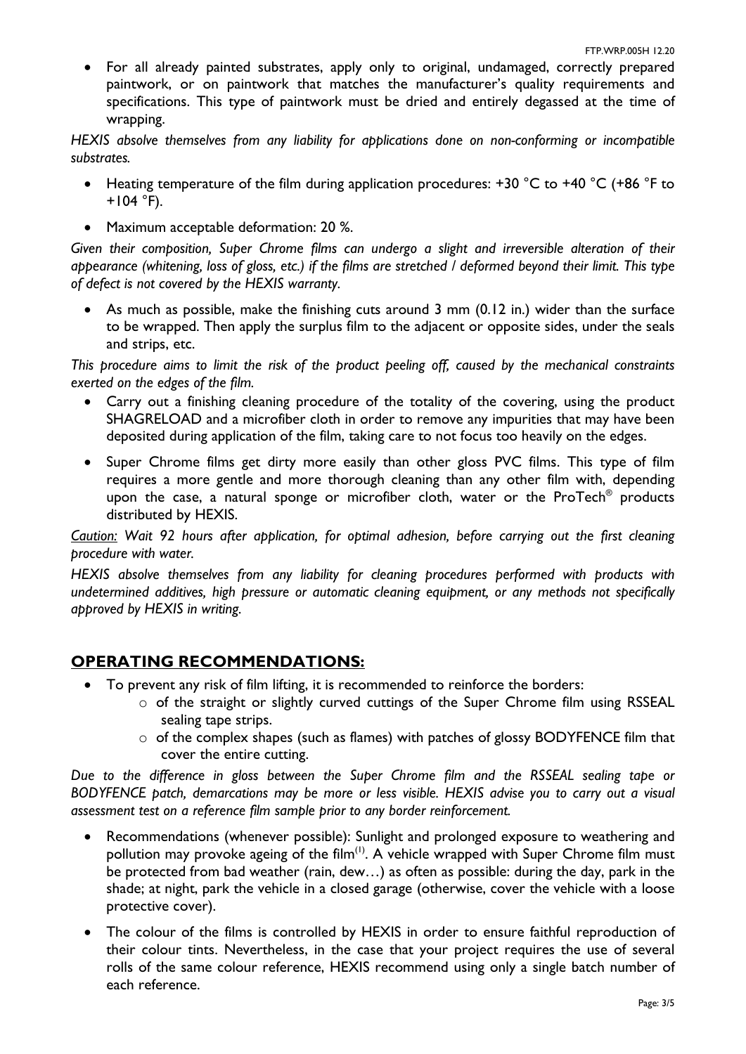- For all already painted substrates, apply only to original, undamaged, correctly prepared paintwork, or on paintwork that matches the manufacturer's quality requirements and specifications. This type of paintwork must be dried and entirely degassed at the time of wrapping.

*HEXIS absolve themselves from any liability for applications done on non-conforming or incompatible substrates.*

- Heating temperature of the film during application procedures: +30 °C to +40 °C (+86 °F to +104 °F).
- Maximum acceptable deformation: 20 %.

*Given their composition, Super Chrome films can undergo a slight and irreversible alteration of their appearance (whitening, loss of gloss, etc.) if the films are stretched / deformed beyond their limit. This type of defect is not covered by the HEXIS warranty.*

- As much as possible, make the finishing cuts around 3 mm (0.12 in.) wider than the surface to be wrapped. Then apply the surplus film to the adjacent or opposite sides, under the seals and strips, etc.

*This procedure aims to limit the risk of the product peeling off, caused by the mechanical constraints exerted on the edges of the film.*

- Carry out a finishing cleaning procedure of the totality of the covering, using the product SHAGRELOAD and a microfiber cloth in order to remove any impurities that may have been deposited during application of the film, taking care to not focus too heavily on the edges.
- Super Chrome films get dirty more easily than other gloss PVC films. This type of film requires a more gentle and more thorough cleaning than any other film with, depending upon the case, a natural sponge or microfiber cloth, water or the ProTech® products distributed by HEXIS.

*<u>Caution:</u> Wait 92 hours after application, for optimal adhesion, before carrying out the first cleaning procedure with water.*

*HEXIS absolve themselves from any liability for cleaning procedures performed with products with undetermined additives, high pressure or automatic cleaning equipment, or any methods not specifically approved by HEXIS in writing.*

## OPERATING RECOMMENDATIONS:

- To prevent any risk of film lifting, it is recommended to reinforce the borders:
  - of the straight or slightly curved cuttings of the Super Chrome film using RSSEAL sealing tape strips.
  - of the complex shapes (such as flames) with patches of glossy BODYFENCE film that cover the entire cutting.

*Due to the difference in gloss between the Super Chrome film and the RSSEAL sealing tape or BODYFENCE patch, demarcations may be more or less visible. HEXIS advise you to carry out a visual assessment test on a reference film sample prior to any border reinforcement.*

- Recommendations (whenever possible): Sunlight and prolonged exposure to weathering and pollution may provoke ageing of the film[(1)]. A vehicle wrapped with Super Chrome film must be protected from bad weather (rain, dew…) as often as possible: during the day, park in the shade; at night, park the vehicle in a closed garage (otherwise, cover the vehicle with a loose protective cover).
- The colour of the films is controlled by HEXIS in order to ensure faithful reproduction of their colour tints. Nevertheless, in the case that your project requires the use of several rolls of the same colour reference, HEXIS recommend using only a single batch number of each reference.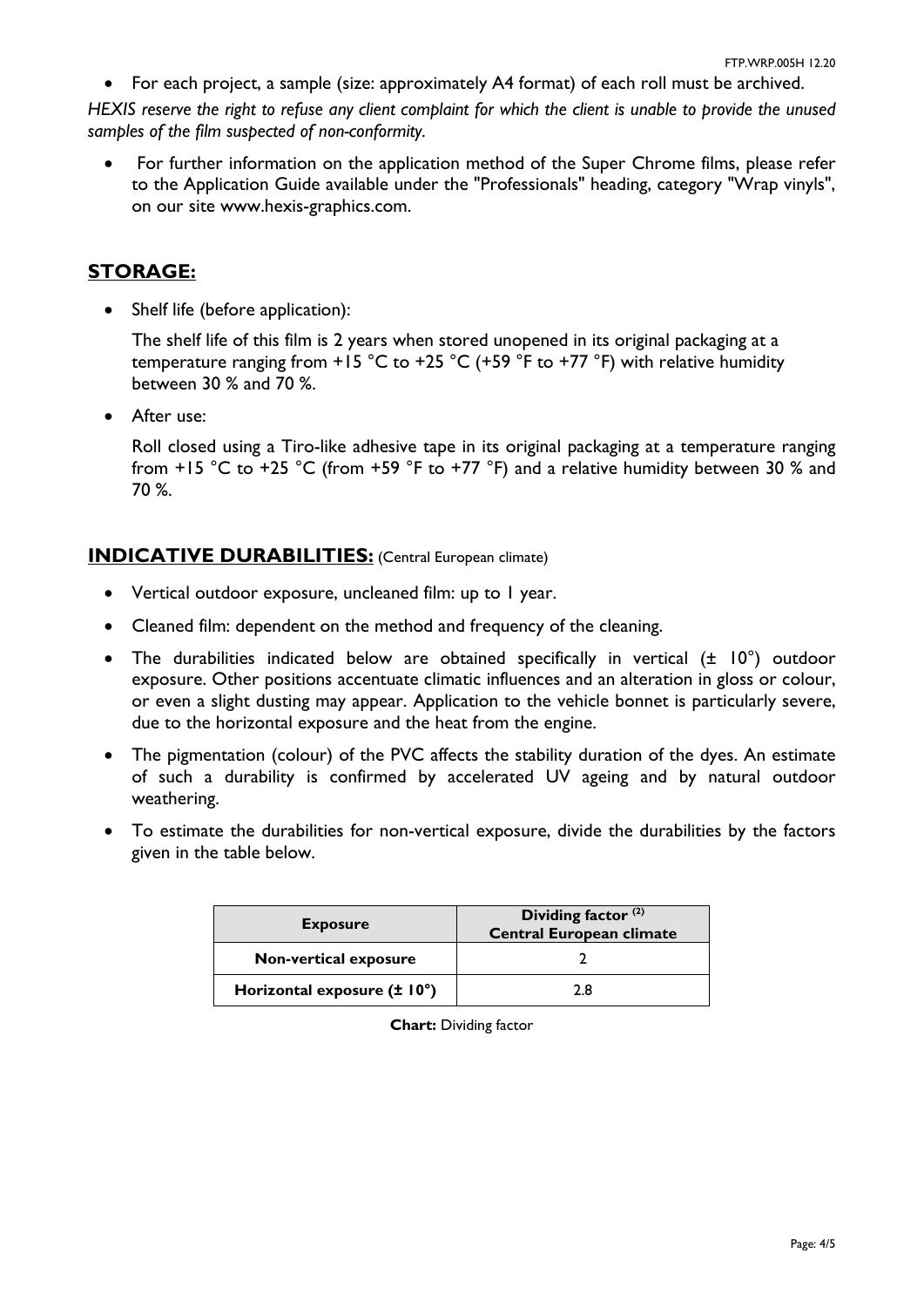- For each project, a sample (size: approximately A4 format) of each roll must be archived.

*HEXIS reserve the right to refuse any client complaint for which the client is unable to provide the unused samples of the film suspected of non-conformity.*

- For further information on the application method of the Super Chrome films, please refer to the Application Guide available under the "Professionals" heading, category "Wrap vinyls", on our site www.hexis-graphics.com.

## STORAGE:

- Shelf life (before application):

  The shelf life of this film is 2 years when stored unopened in its original packaging at a temperature ranging from +15 °C to +25 °C (+59 °F to +77 °F) with relative humidity between 30 % and 70 %.

- After use:

  Roll closed using a Tiro-like adhesive tape in its original packaging at a temperature ranging from +15 °C to +25 °C (from +59 °F to +77 °F) and a relative humidity between 30 % and 70 %.

## INDICATIVE DURABILITIES: (Central European climate)

- Vertical outdoor exposure, uncleaned film: up to 1 year.
- Cleaned film: dependent on the method and frequency of the cleaning.
- The durabilities indicated below are obtained specifically in vertical (± 10°) outdoor exposure. Other positions accentuate climatic influences and an alteration in gloss or colour, or even a slight dusting may appear. Application to the vehicle bonnet is particularly severe, due to the horizontal exposure and the heat from the engine.
- The pigmentation (colour) of the PVC affects the stability duration of the dyes. An estimate of such a durability is confirmed by accelerated UV ageing and by natural outdoor weathering.
- To estimate the durabilities for non-vertical exposure, divide the durabilities by the factors given in the table below.

| Exposure | Dividing factor [2] Central European climate |
|---|---|
| Non-vertical exposure | 2 |
| Horizontal exposure (± 10°) | 2.8 |

**Chart:** Dividing factor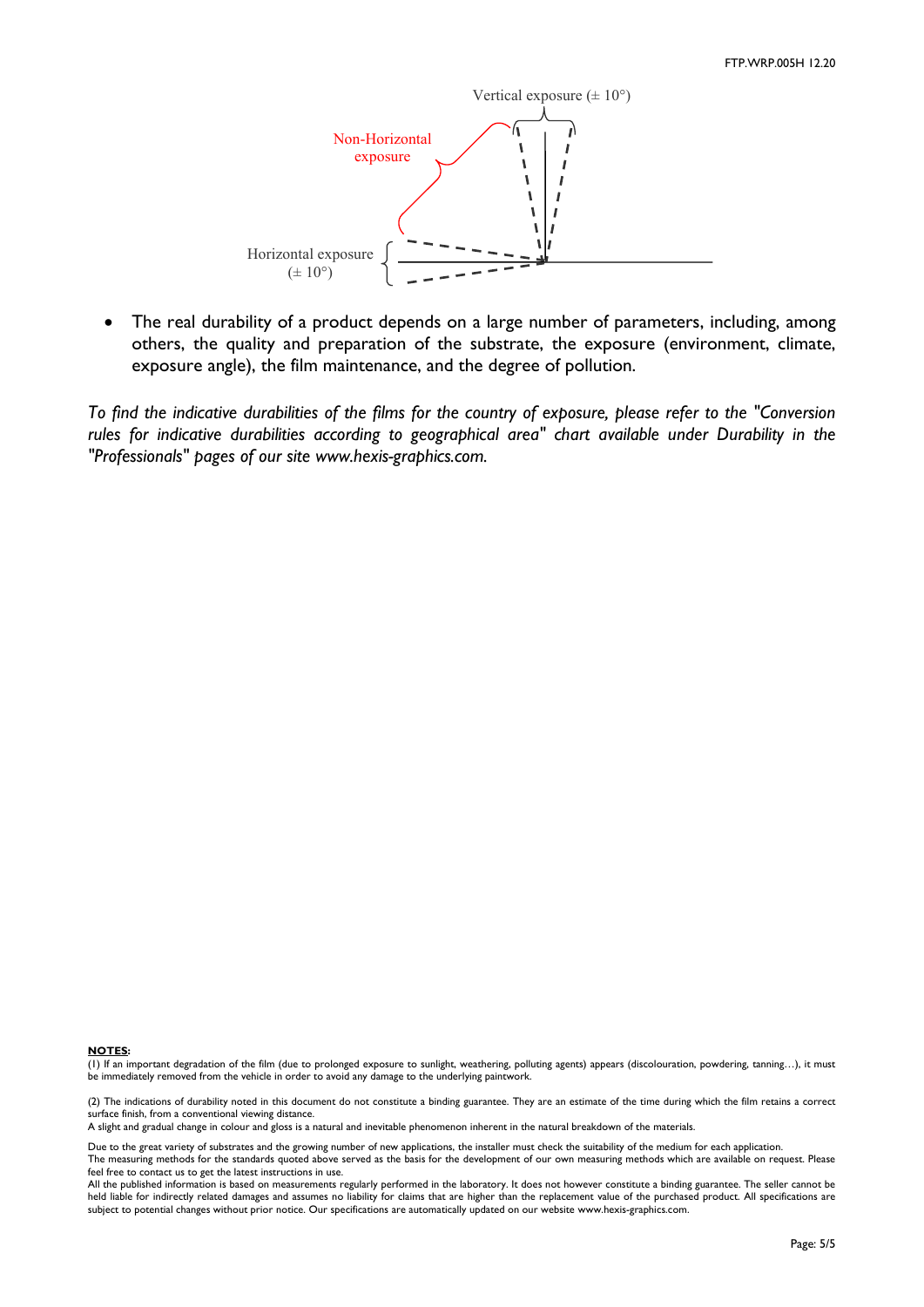Vertical exposure (± 10°)

Non-Horizontal exposure

Horizontal exposure (± 10°)

- The real durability of a product depends on a large number of parameters, including, among others, the quality and preparation of the substrate, the exposure (environment, climate, exposure angle), the film maintenance, and the degree of pollution.

*To find the indicative durabilities of the films for the country of exposure, please refer to the "Conversion rules for indicative durabilities according to geographical area" chart available under Durability in the "Professionals" pages of our site www.hexis-graphics.com.*

**NOTES:**

(1) If an important degradation of the film (due to prolonged exposure to sunlight, weathering, polluting agents) appears (discolouration, powdering, tanning…), it must be immediately removed from the vehicle in order to avoid any damage to the underlying paintwork.

(2) The indications of durability noted in this document do not constitute a binding guarantee. They are an estimate of the time during which the film retains a correct surface finish, from a conventional viewing distance.
A slight and gradual change in colour and gloss is a natural and inevitable phenomenon inherent in the natural breakdown of the materials.

Due to the great variety of substrates and the growing number of new applications, the installer must check the suitability of the medium for each application.
The measuring methods for the standards quoted above served as the basis for the development of our own measuring methods which are available on request. Please feel free to contact us to get the latest instructions in use.
All the published information is based on measurements regularly performed in the laboratory. It does not however constitute a binding guarantee. The seller cannot be held liable for indirectly related damages and assumes no liability for claims that are higher than the replacement value of the purchased product. All specifications are subject to potential changes without prior notice. Our specifications are automatically updated on our website www.hexis-graphics.com.